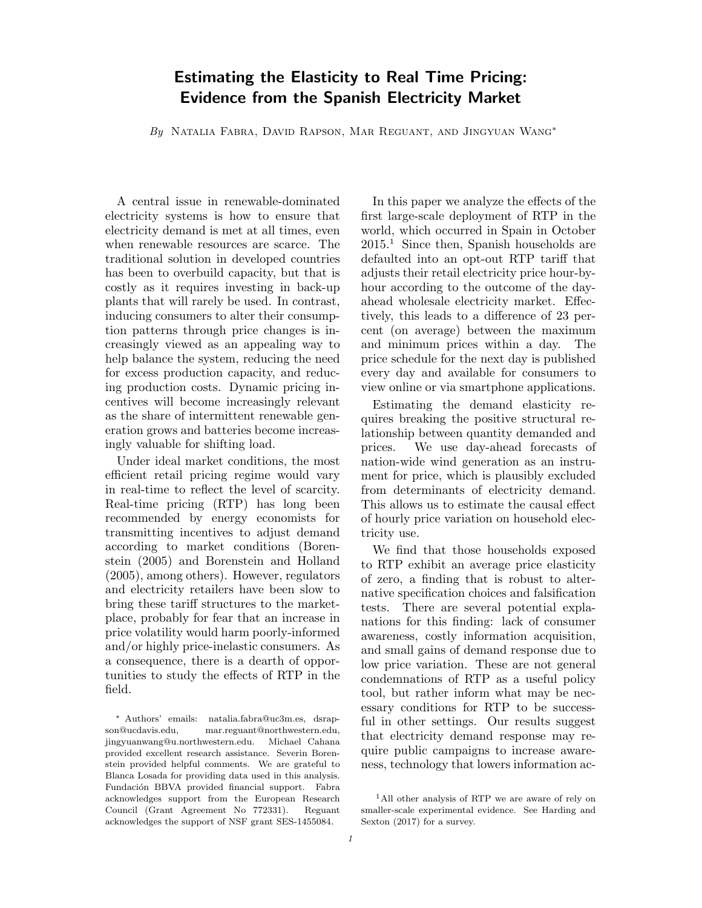# Estimating the Elasticity to Real Time Pricing: Evidence from the Spanish Electricity Market

*By* Natalia Fabra, David Rapson, Mar Reguant, and Jingyuan Wang[*]

A central issue in renewable-dominated electricity systems is how to ensure that electricity demand is met at all times, even when renewable resources are scarce. The traditional solution in developed countries has been to overbuild capacity, but that is costly as it requires investing in back-up plants that will rarely be used. In contrast, inducing consumers to alter their consumption patterns through price changes is increasingly viewed as an appealing way to help balance the system, reducing the need for excess production capacity, and reducing production costs. Dynamic pricing incentives will become increasingly relevant as the share of intermittent renewable generation grows and batteries become increasingly valuable for shifting load.

Under ideal market conditions, the most efficient retail pricing regime would vary in real-time to reflect the level of scarcity. Real-time pricing (RTP) has long been recommended by energy economists for transmitting incentives to adjust demand according to market conditions (Borenstein (2005) and Borenstein and Holland (2005), among others). However, regulators and electricity retailers have been slow to bring these tariff structures to the marketplace, probably for fear that an increase in price volatility would harm poorly-informed and/or highly price-inelastic consumers. As a consequence, there is a dearth of opportunities to study the effects of RTP in the field.

In this paper we analyze the effects of the first large-scale deployment of RTP in the world, which occurred in Spain in October 2015.[1] Since then, Spanish households are defaulted into an opt-out RTP tariff that adjusts their retail electricity price hour-by-hour according to the outcome of the day-ahead wholesale electricity market. Effectively, this leads to a difference of 23 percent (on average) between the maximum and minimum prices within a day. The price schedule for the next day is published every day and available for consumers to view online or via smartphone applications.

Estimating the demand elasticity requires breaking the positive structural relationship between quantity demanded and prices. We use day-ahead forecasts of nation-wide wind generation as an instrument for price, which is plausibly excluded from determinants of electricity demand. This allows us to estimate the causal effect of hourly price variation on household electricity use.

We find that those households exposed to RTP exhibit an average price elasticity of zero, a finding that is robust to alternative specification choices and falsification tests. There are several potential explanations for this finding: lack of consumer awareness, costly information acquisition, and small gains of demand response due to low price variation. These are not general condemnations of RTP as a useful policy tool, but rather inform what may be necessary conditions for RTP to be successful in other settings. Our results suggest that electricity demand response may require public campaigns to increase awareness, technology that lowers information ac-

[*] Authors' emails: natalia.fabra@uc3m.es, dsrapson@ucdavis.edu, mar.reguant@northwestern.edu, jingyuanwang@u.northwestern.edu. Michael Cahana provided excellent research assistance. Severin Borenstein provided helpful comments. We are grateful to Blanca Losada for providing data used in this analysis. Fundación BBVA provided financial support. Fabra acknowledges support from the European Research Council (Grant Agreement No 772331). Reguant acknowledges the support of NSF grant SES-1455084.

[1] All other analysis of RTP we are aware of rely on smaller-scale experimental evidence. See Harding and Sexton (2017) for a survey.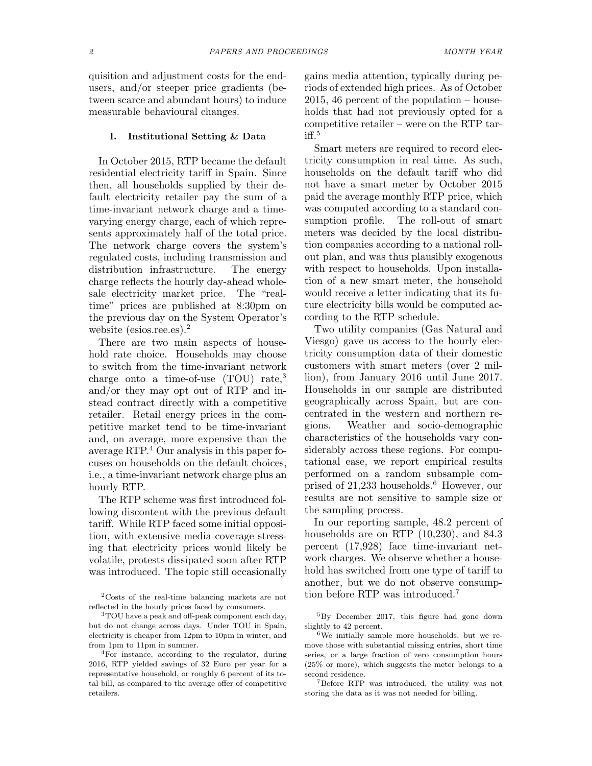quisition and adjustment costs for the end-users, and/or steeper price gradients (between scarce and abundant hours) to induce measurable behavioural changes.

## I. Institutional Setting & Data

In October 2015, RTP became the default residential electricity tariff in Spain. Since then, all households supplied by their default electricity retailer pay the sum of a time-invariant network charge and a time-varying energy charge, each of which represents approximately half of the total price. The network charge covers the system's regulated costs, including transmission and distribution infrastructure. The energy charge reflects the hourly day-ahead wholesale electricity market price. The "real-time" prices are published at 8:30pm on the previous day on the System Operator's website (esios.ree.es).[2]

There are two main aspects of household rate choice. Households may choose to switch from the time-invariant network charge onto a time-of-use (TOU) rate,[3] and/or they may opt out of RTP and instead contract directly with a competitive retailer. Retail energy prices in the competitive market tend to be time-invariant and, on average, more expensive than the average RTP.[4] Our analysis in this paper focuses on households on the default choices, i.e., a time-invariant network charge plus an hourly RTP.

The RTP scheme was first introduced following discontent with the previous default tariff. While RTP faced some initial opposition, with extensive media coverage stressing that electricity prices would likely be volatile, protests dissipated soon after RTP was introduced. The topic still occasionally gains media attention, typically during periods of extended high prices. As of October 2015, 46 percent of the population – households that had not previously opted for a competitive retailer – were on the RTP tariff.[5]

Smart meters are required to record electricity consumption in real time. As such, households on the default tariff who did not have a smart meter by October 2015 paid the average monthly RTP price, which was computed according to a standard consumption profile. The roll-out of smart meters was decided by the local distribution companies according to a national roll-out plan, and was thus plausibly exogenous with respect to households. Upon installation of a new smart meter, the household would receive a letter indicating that its future electricity bills would be computed according to the RTP schedule.

Two utility companies (Gas Natural and Viesgo) gave us access to the hourly electricity consumption data of their domestic customers with smart meters (over 2 million), from January 2016 until June 2017. Households in our sample are distributed geographically across Spain, but are concentrated in the western and northern regions. Weather and socio-demographic characteristics of the households vary considerably across these regions. For computational ease, we report empirical results performed on a random subsample comprised of 21,233 households.[6] However, our results are not sensitive to sample size or the sampling process.

In our reporting sample, 48.2 percent of households are on RTP (10,230), and 84.3 percent (17,928) face time-invariant network charges. We observe whether a household has switched from one type of tariff to another, but we do not observe consumption before RTP was introduced.[7]

---

[2] Costs of the real-time balancing markets are not reflected in the hourly prices faced by consumers.

[3] TOU have a peak and off-peak component each day, but do not change across days. Under TOU in Spain, electricity is cheaper from 12pm to 10pm in winter, and from 1pm to 11pm in summer.

[4] For instance, according to the regulator, during 2016, RTP yielded savings of 32 Euro per year for a representative household, or roughly 6 percent of its total bill, as compared to the average offer of competitive retailers.

[5] By December 2017, this figure had gone down slightly to 42 percent.

[6] We initially sample more households, but we remove those with substantial missing entries, short time series, or a large fraction of zero consumption hours (25% or more), which suggests the meter belongs to a second residence.

[7] Before RTP was introduced, the utility was not storing the data as it was not needed for billing.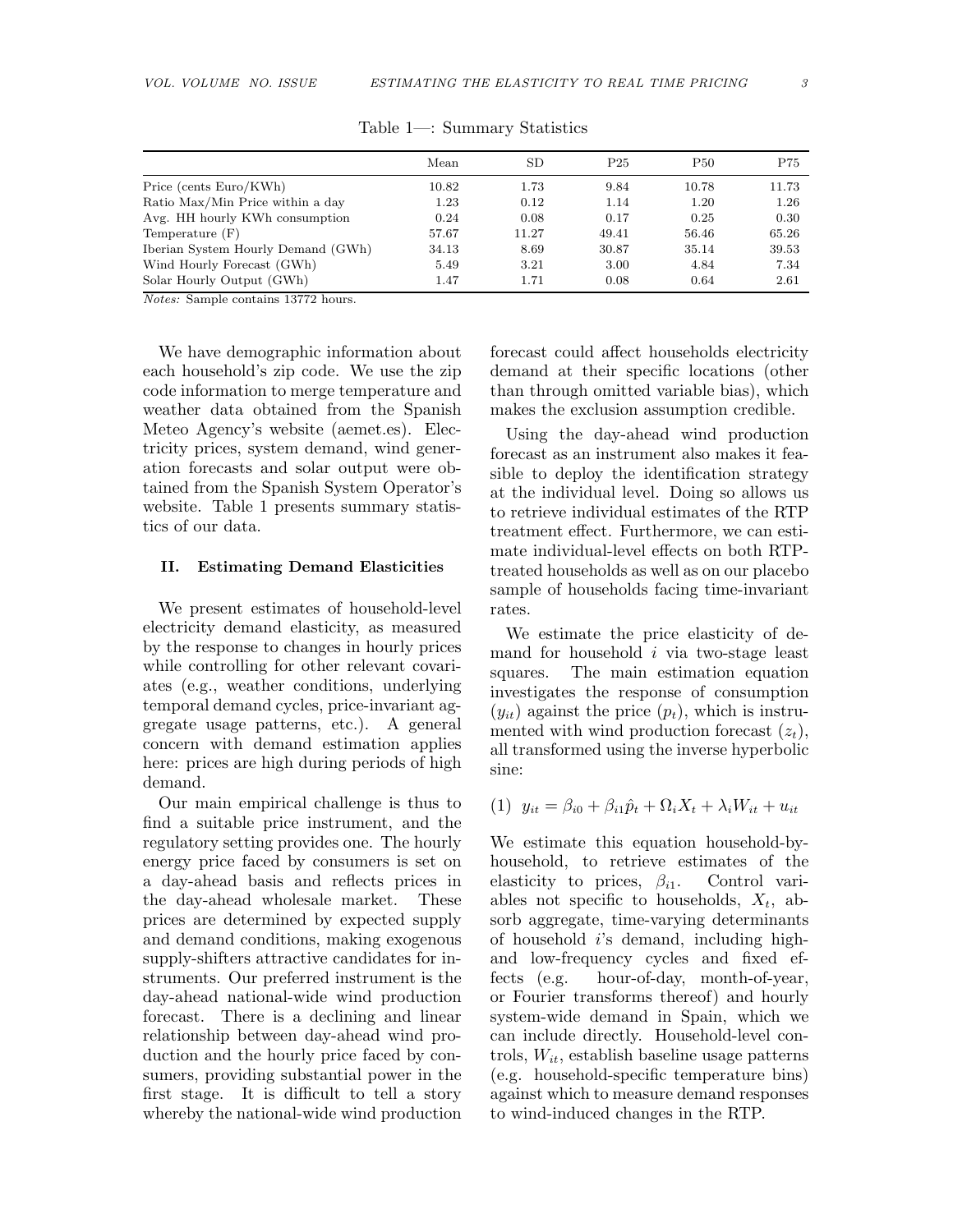Table 1—: Summary Statistics

| | Mean | SD | P25 | P50 | P75 |
|---|---|---|---|---|---|
| Price (cents Euro/KWh) | 10.82 | 1.73 | 9.84 | 10.78 | 11.73 |
| Ratio Max/Min Price within a day | 1.23 | 0.12 | 1.14 | 1.20 | 1.26 |
| Avg. HH hourly KWh consumption | 0.24 | 0.08 | 0.17 | 0.25 | 0.30 |
| Temperature (F) | 57.67 | 11.27 | 49.41 | 56.46 | 65.26 |
| Iberian System Hourly Demand (GWh) | 34.13 | 8.69 | 30.87 | 35.14 | 39.53 |
| Wind Hourly Forecast (GWh) | 5.49 | 3.21 | 3.00 | 4.84 | 7.34 |
| Solar Hourly Output (GWh) | 1.47 | 1.71 | 0.08 | 0.64 | 2.61 |

*Notes:* Sample contains 13772 hours.

We have demographic information about each household's zip code. We use the zip code information to merge temperature and weather data obtained from the Spanish Meteo Agency's website (aemet.es). Electricity prices, system demand, wind generation forecasts and solar output were obtained from the Spanish System Operator's website. Table 1 presents summary statistics of our data.

## II. Estimating Demand Elasticities

We present estimates of household-level electricity demand elasticity, as measured by the response to changes in hourly prices while controlling for other relevant covariates (e.g., weather conditions, underlying temporal demand cycles, price-invariant aggregate usage patterns, etc.). A general concern with demand estimation applies here: prices are high during periods of high demand.

Our main empirical challenge is thus to find a suitable price instrument, and the regulatory setting provides one. The hourly energy price faced by consumers is set on a day-ahead basis and reflects prices in the day-ahead wholesale market. These prices are determined by expected supply and demand conditions, making exogenous supply-shifters attractive candidates for instruments. Our preferred instrument is the day-ahead national-wide wind production forecast. There is a declining and linear relationship between day-ahead wind production and the hourly price faced by consumers, providing substantial power in the first stage. It is difficult to tell a story whereby the national-wide wind production forecast could affect households electricity demand at their specific locations (other than through omitted variable bias), which makes the exclusion assumption credible.

Using the day-ahead wind production forecast as an instrument also makes it feasible to deploy the identification strategy at the individual level. Doing so allows us to retrieve individual estimates of the RTP treatment effect. Furthermore, we can estimate individual-level effects on both RTP-treated households as well as on our placebo sample of households facing time-invariant rates.

We estimate the price elasticity of demand for household $i$ via two-stage least squares. The main estimation equation investigates the response of consumption ($y_{it}$) against the price ($p_t$), which is instrumented with wind production forecast ($z_t$), all transformed using the inverse hyperbolic sine:

$$(1)\quad y_{it} = \beta_{i0} + \beta_{i1}\hat{p}_t + \Omega_i X_t + \lambda_i W_{it} + u_{it}$$

We estimate this equation household-by-household, to retrieve estimates of the elasticity to prices, $\beta_{i1}$. Control variables not specific to households, $X_t$, absorb aggregate, time-varying determinants of household $i$'s demand, including high- and low-frequency cycles and fixed effects (e.g. hour-of-day, month-of-year, or Fourier transforms thereof) and hourly system-wide demand in Spain, which we can include directly. Household-level controls, $W_{it}$, establish baseline usage patterns (e.g. household-specific temperature bins) against which to measure demand responses to wind-induced changes in the RTP.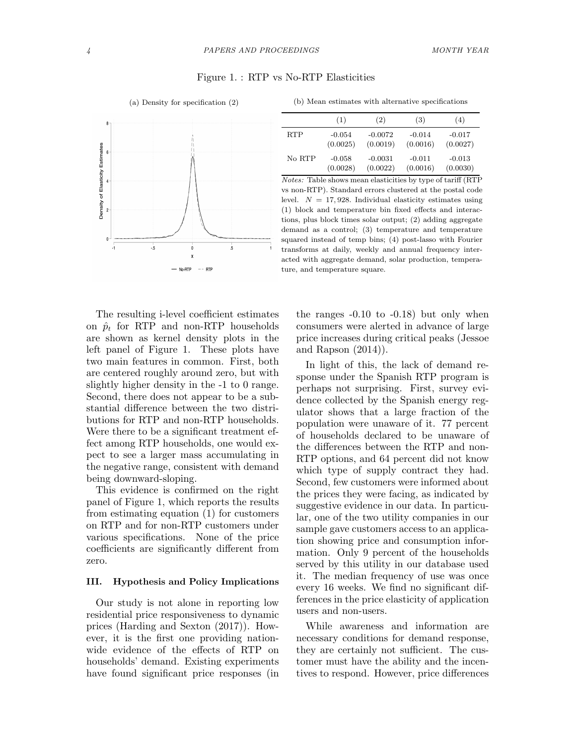Figure 1. : RTP vs No-RTP Elasticities

(a) Density for specification (2)

(b) Mean estimates with alternative specifications

| | (1) | (2) | (3) | (4) |
|---|---|---|---|---|
| RTP | -0.054<br>(0.0025) | -0.0072<br>(0.0019) | -0.014<br>(0.0016) | -0.017<br>(0.0027) |
| No RTP | -0.058<br>(0.0028) | -0.0031<br>(0.0022) | -0.011<br>(0.0016) | -0.013<br>(0.0030) |

*Notes:* Table shows mean elasticities by type of tariff (RTP vs non-RTP). Standard errors clustered at the postal code level. $N = 17,928$. Individual elasticity estimates using (1) block and temperature bin fixed effects and interactions, plus block times solar output; (2) adding aggregate demand as a control; (3) temperature and temperature squared instead of temp bins; (4) post-lasso with Fourier transforms at daily, weekly and annual frequency interacted with aggregate demand, solar production, temperature, and temperature square.

The resulting i-level coefficient estimates on $\hat{p}_t$ for RTP and non-RTP households are shown as kernel density plots in the left panel of Figure 1. These plots have two main features in common. First, both are centered roughly around zero, but with slightly higher density in the -1 to 0 range. Second, there does not appear to be a substantial difference between the two distributions for RTP and non-RTP households. Were there to be a significant treatment effect among RTP households, one would expect to see a larger mass accumulating in the negative range, consistent with demand being downward-sloping.

This evidence is confirmed on the right panel of Figure 1, which reports the results from estimating equation (1) for customers on RTP and for non-RTP customers under various specifications. None of the price coefficients are significantly different from zero.

### III. Hypothesis and Policy Implications

Our study is not alone in reporting low residential price responsiveness to dynamic prices (Harding and Sexton (2017)). However, it is the first one providing nationwide evidence of the effects of RTP on households' demand. Existing experiments have found significant price responses (in the ranges -0.10 to -0.18) but only when consumers were alerted in advance of large price increases during critical peaks (Jessoe and Rapson (2014)).

In light of this, the lack of demand response under the Spanish RTP program is perhaps not surprising. First, survey evidence collected by the Spanish energy regulator shows that a large fraction of the population were unaware of it. 77 percent of households declared to be unaware of the differences between the RTP and non-RTP options, and 64 percent did not know which type of supply contract they had. Second, few customers were informed about the prices they were facing, as indicated by suggestive evidence in our data. In particular, one of the two utility companies in our sample gave customers access to an application showing price and consumption information. Only 9 percent of the households served by this utility in our database used it. The median frequency of use was once every 16 weeks. We find no significant differences in the price elasticity of application users and non-users.

While awareness and information are necessary conditions for demand response, they are certainly not sufficient. The customer must have the ability and the incentives to respond. However, price differences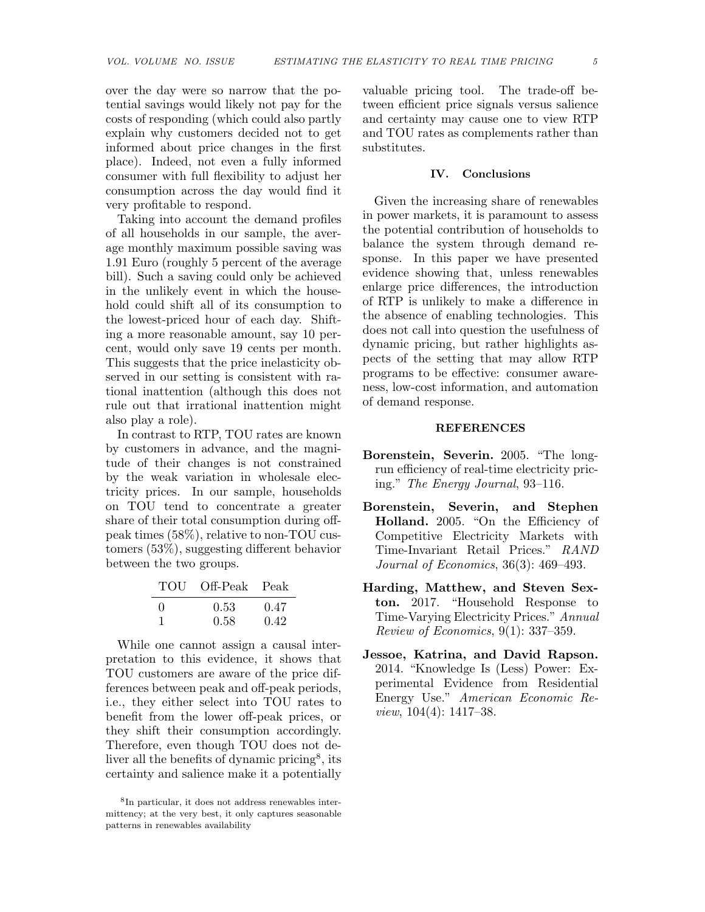over the day were so narrow that the potential savings would likely not pay for the costs of responding (which could also partly explain why customers decided not to get informed about price changes in the first place). Indeed, not even a fully informed consumer with full flexibility to adjust her consumption across the day would find it very profitable to respond.

Taking into account the demand profiles of all households in our sample, the average monthly maximum possible saving was 1.91 Euro (roughly 5 percent of the average bill). Such a saving could only be achieved in the unlikely event in which the household could shift all of its consumption to the lowest-priced hour of each day. Shifting a more reasonable amount, say 10 percent, would only save 19 cents per month. This suggests that the price inelasticity observed in our setting is consistent with rational inattention (although this does not rule out that irrational inattention might also play a role).

In contrast to RTP, TOU rates are known by customers in advance, and the magnitude of their changes is not constrained by the weak variation in wholesale electricity prices. In our sample, households on TOU tend to concentrate a greater share of their total consumption during off-peak times (58%), relative to non-TOU customers (53%), suggesting different behavior between the two groups.

| TOU | Off-Peak | Peak |
|---|---|---|
| 0 | 0.53 | 0.47 |
| 1 | 0.58 | 0.42 |

While one cannot assign a causal interpretation to this evidence, it shows that TOU customers are aware of the price differences between peak and off-peak periods, i.e., they either select into TOU rates to benefit from the lower off-peak prices, or they shift their consumption accordingly. Therefore, even though TOU does not deliver all the benefits of dynamic pricing[8], its certainty and salience make it a potentially valuable pricing tool. The trade-off between efficient price signals versus salience and certainty may cause one to view RTP and TOU rates as complements rather than substitutes.

[8] In particular, it does not address renewables intermittency; at the very best, it only captures seasonable patterns in renewables availability

## IV. Conclusions

Given the increasing share of renewables in power markets, it is paramount to assess the potential contribution of households to balance the system through demand response. In this paper we have presented evidence showing that, unless renewables enlarge price differences, the introduction of RTP is unlikely to make a difference in the absence of enabling technologies. This does not call into question the usefulness of dynamic pricing, but rather highlights aspects of the setting that may allow RTP programs to be effective: consumer awareness, low-cost information, and automation of demand response.

## REFERENCES

**Borenstein, Severin.** 2005. "The long-run efficiency of real-time electricity pricing." *The Energy Journal*, 93–116.

**Borenstein, Severin, and Stephen Holland.** 2005. "On the Efficiency of Competitive Electricity Markets with Time-Invariant Retail Prices." *RAND Journal of Economics*, 36(3): 469–493.

**Harding, Matthew, and Steven Sexton.** 2017. "Household Response to Time-Varying Electricity Prices." *Annual Review of Economics*, 9(1): 337–359.

**Jessoe, Katrina, and David Rapson.** 2014. "Knowledge Is (Less) Power: Experimental Evidence from Residential Energy Use." *American Economic Review*, 104(4): 1417–38.